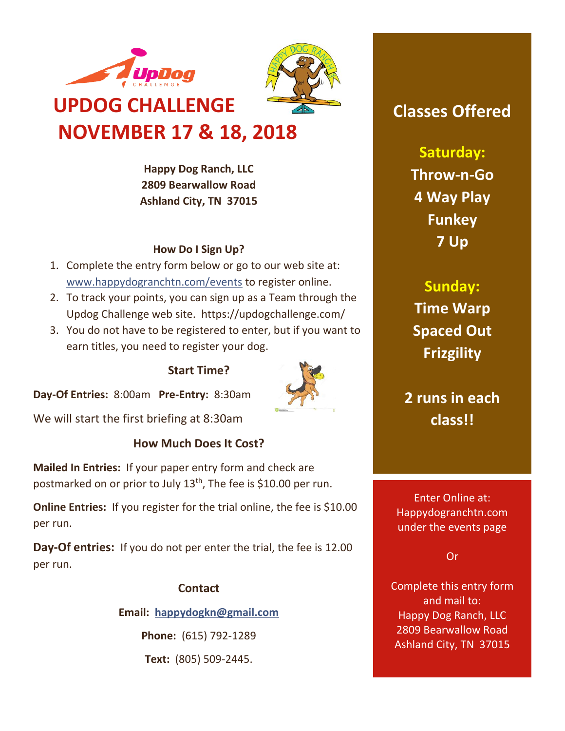# UPDOG CHALLENGE

# NOVEMBER 17 & 18, 2018

**Happy Dog Ranch, LLC**
**2809 Bearwallow Road**
**Ashland City, TN 37015**

### How Do I Sign Up?

1. Complete the entry form below or go to our web site at: www.happydogranchtn.com/events to register online.
2. To track your points, you can sign up as a Team through the Updog Challenge web site. https://updogchallenge.com/
3. You do not have to be registered to enter, but if you want to earn titles, you need to register your dog.

### Start Time?

**Day-Of Entries:** 8:00am **Pre-Entry:** 8:30am

We will start the first briefing at 8:30am

### How Much Does It Cost?

**Mailed In Entries:** If your paper entry form and check are postmarked on or prior to July 13th, The fee is $10.00 per run.

**Online Entries:** If you register for the trial online, the fee is $10.00 per run.

**Day-Of entries:** If you do not per enter the trial, the fee is 12.00 per run.

### Contact

**Email:** **happydogkn@gmail.com**

**Phone:** (615) 792-1289

**Text:** (805) 509-2445.

## Classes Offered

**Saturday:**
**Throw-n-Go**
**4 Way Play**
**Funkey**
**7 Up**

**Sunday:**
**Time Warp**
**Spaced Out**
**Frizgility**

**2 runs in each class!!**

Enter Online at:
Happydogranchtn.com
under the events page

Or

Complete this entry form and mail to:
Happy Dog Ranch, LLC
2809 Bearwallow Road
Ashland City, TN 37015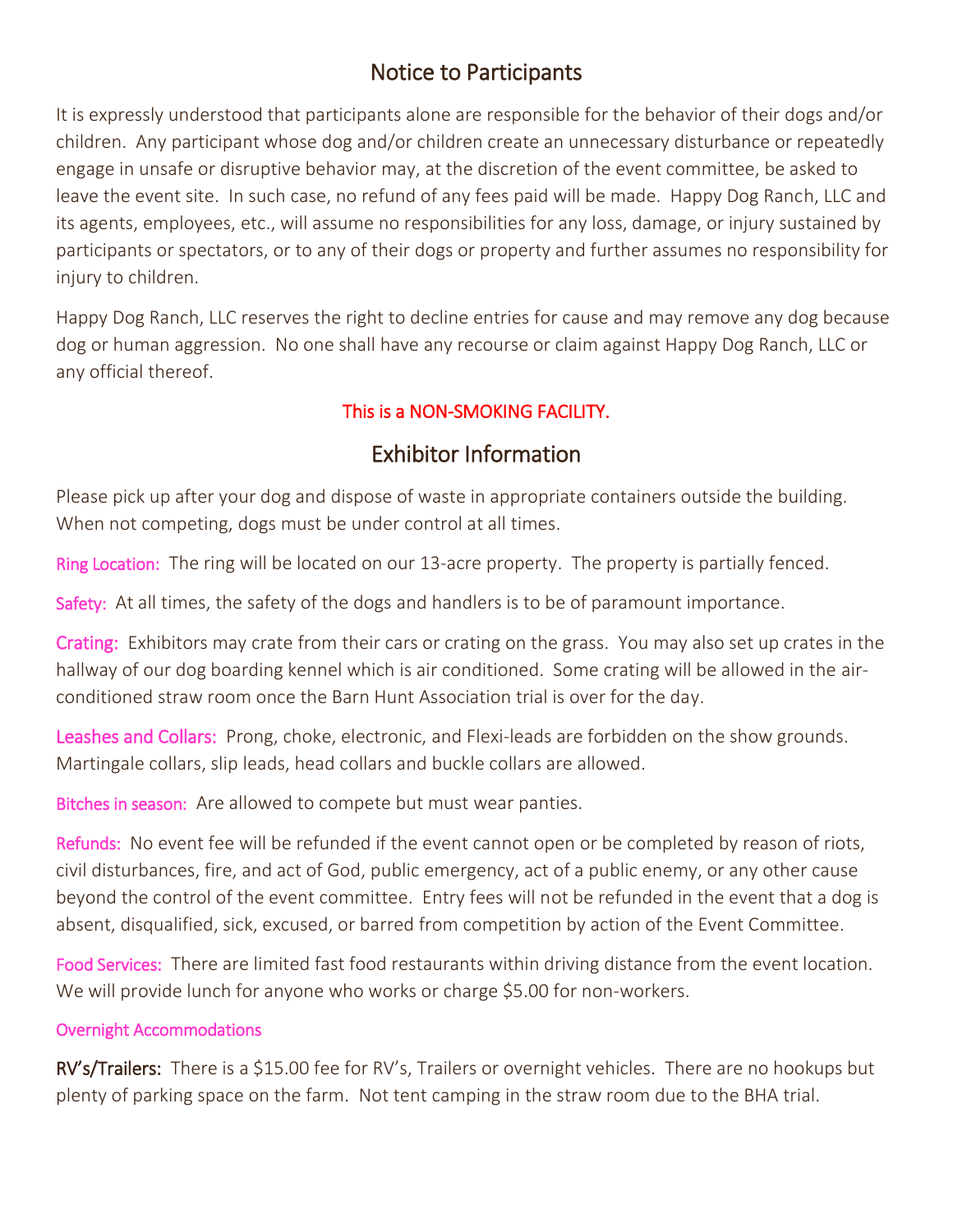## Notice to Participants

It is expressly understood that participants alone are responsible for the behavior of their dogs and/or children. Any participant whose dog and/or children create an unnecessary disturbance or repeatedly engage in unsafe or disruptive behavior may, at the discretion of the event committee, be asked to leave the event site. In such case, no refund of any fees paid will be made. Happy Dog Ranch, LLC and its agents, employees, etc., will assume no responsibilities for any loss, damage, or injury sustained by participants or spectators, or to any of their dogs or property and further assumes no responsibility for injury to children.

Happy Dog Ranch, LLC reserves the right to decline entries for cause and may remove any dog because dog or human aggression. No one shall have any recourse or claim against Happy Dog Ranch, LLC or any official thereof.

This is a NON-SMOKING FACILITY.

## Exhibitor Information

Please pick up after your dog and dispose of waste in appropriate containers outside the building. When not competing, dogs must be under control at all times.

Ring Location: The ring will be located on our 13-acre property. The property is partially fenced.

Safety: At all times, the safety of the dogs and handlers is to be of paramount importance.

Crating: Exhibitors may crate from their cars or crating on the grass. You may also set up crates in the hallway of our dog boarding kennel which is air conditioned. Some crating will be allowed in the air-conditioned straw room once the Barn Hunt Association trial is over for the day.

Leashes and Collars: Prong, choke, electronic, and Flexi-leads are forbidden on the show grounds. Martingale collars, slip leads, head collars and buckle collars are allowed.

Bitches in season: Are allowed to compete but must wear panties.

Refunds: No event fee will be refunded if the event cannot open or be completed by reason of riots, civil disturbances, fire, and act of God, public emergency, act of a public enemy, or any other cause beyond the control of the event committee. Entry fees will not be refunded in the event that a dog is absent, disqualified, sick, excused, or barred from competition by action of the Event Committee.

Food Services: There are limited fast food restaurants within driving distance from the event location. We will provide lunch for anyone who works or charge $5.00 for non-workers.

Overnight Accommodations

**RV's/Trailers:** There is a $15.00 fee for RV's, Trailers or overnight vehicles. There are no hookups but plenty of parking space on the farm. Not tent camping in the straw room due to the BHA trial.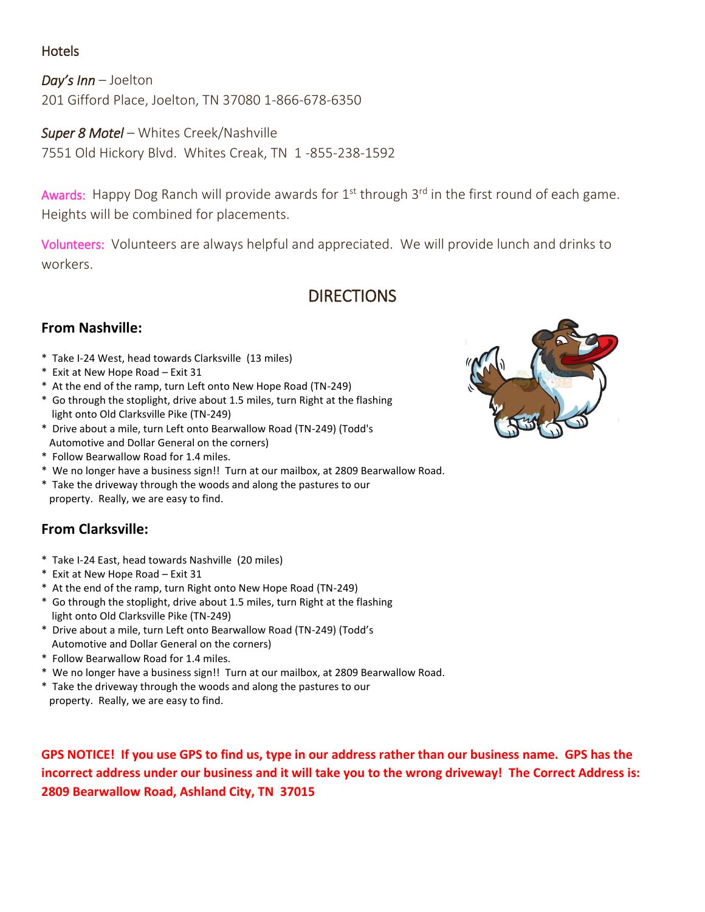Hotels

*Day's Inn* – Joelton
201 Gifford Place, Joelton, TN 37080 1-866-678-6350

*Super 8 Motel* – Whites Creek/Nashville
7551 Old Hickory Blvd. Whites Creak, TN 1 -855-238-1592

Awards: Happy Dog Ranch will provide awards for 1st through 3rd in the first round of each game. Heights will be combined for placements.

Volunteers: Volunteers are always helpful and appreciated. We will provide lunch and drinks to workers.

## DIRECTIONS

### From Nashville:

* Take I-24 West, head towards Clarksville (13 miles)
* Exit at New Hope Road – Exit 31
* At the end of the ramp, turn Left onto New Hope Road (TN-249)
* Go through the stoplight, drive about 1.5 miles, turn Right at the flashing light onto Old Clarksville Pike (TN-249)
* Drive about a mile, turn Left onto Bearwallow Road (TN-249) (Todd's Automotive and Dollar General on the corners)
* Follow Bearwallow Road for 1.4 miles.
* We no longer have a business sign!! Turn at our mailbox, at 2809 Bearwallow Road.
* Take the driveway through the woods and along the pastures to our property. Really, we are easy to find.

### From Clarksville:

* Take I-24 East, head towards Nashville (20 miles)
* Exit at New Hope Road – Exit 31
* At the end of the ramp, turn Right onto New Hope Road (TN-249)
* Go through the stoplight, drive about 1.5 miles, turn Right at the flashing light onto Old Clarksville Pike (TN-249)
* Drive about a mile, turn Left onto Bearwallow Road (TN-249) (Todd's Automotive and Dollar General on the corners)
* Follow Bearwallow Road for 1.4 miles.
* We no longer have a business sign!! Turn at our mailbox, at 2809 Bearwallow Road.
* Take the driveway through the woods and along the pastures to our property. Really, we are easy to find.

**GPS NOTICE! If you use GPS to find us, type in our address rather than our business name. GPS has the incorrect address under our business and it will take you to the wrong driveway! The Correct Address is: 2809 Bearwallow Road, Ashland City, TN 37015**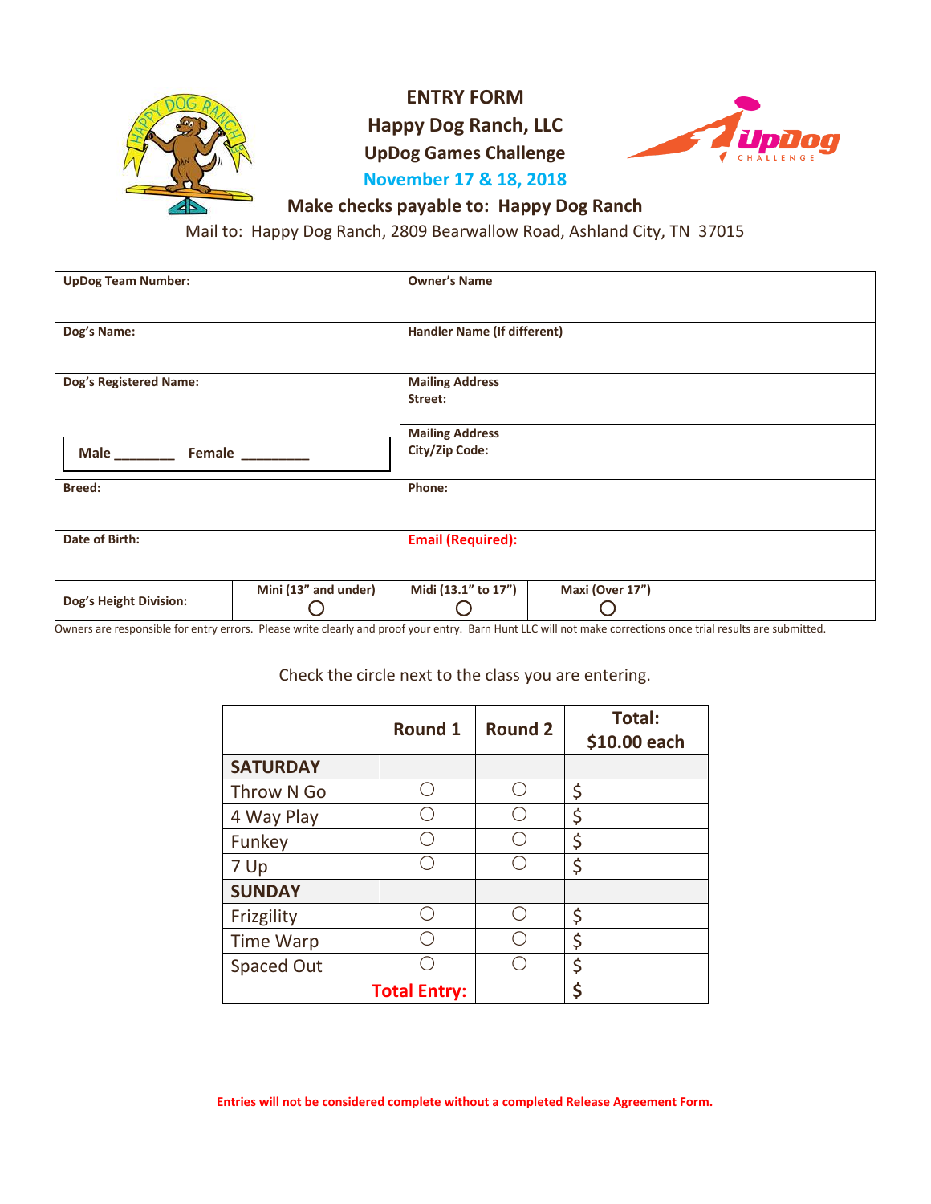# ENTRY FORM

## Happy Dog Ranch, LLC

## UpDog Games Challenge

## November 17 & 18, 2018

**Make checks payable to: Happy Dog Ranch**

Mail to: Happy Dog Ranch, 2809 Bearwallow Road, Ashland City, TN 37015

| **UpDog Team Number:** | | **Owner's Name** | |
|---|---|---|---|
| **Dog's Name:** | | **Handler Name (If different)** | |
| **Dog's Registered Name:** | | **Mailing Address Street:** | |
| **Male \_\_\_\_\_\_\_\_ Female \_\_\_\_\_\_\_\_\_** | | **Mailing Address City/Zip Code:** | |
| **Breed:** | | **Phone:** | |
| **Date of Birth:** | | **Email (Required):** | |
| **Dog's Height Division:** | **Mini (13" and under)** ○ | **Midi (13.1" to 17")** ○ | **Maxi (Over 17")** ○ |

Owners are responsible for entry errors. Please write clearly and proof your entry. Barn Hunt LLC will not make corrections once trial results are submitted.

Check the circle next to the class you are entering.

| | Round 1 | Round 2 | Total: $10.00 each |
|---|---|---|---|
| **SATURDAY** | | | |
| Throw N Go | ○ | ○ | $ |
| 4 Way Play | ○ | ○ | $ |
| Funkey | ○ | ○ | $ |
| 7 Up | ○ | ○ | $ |
| **SUNDAY** | | | |
| Frizgility | ○ | ○ | $ |
| Time Warp | ○ | ○ | $ |
| Spaced Out | ○ | ○ | $ |
| **Total Entry:** | | | **$** |

**Entries will not be considered complete without a completed Release Agreement Form.**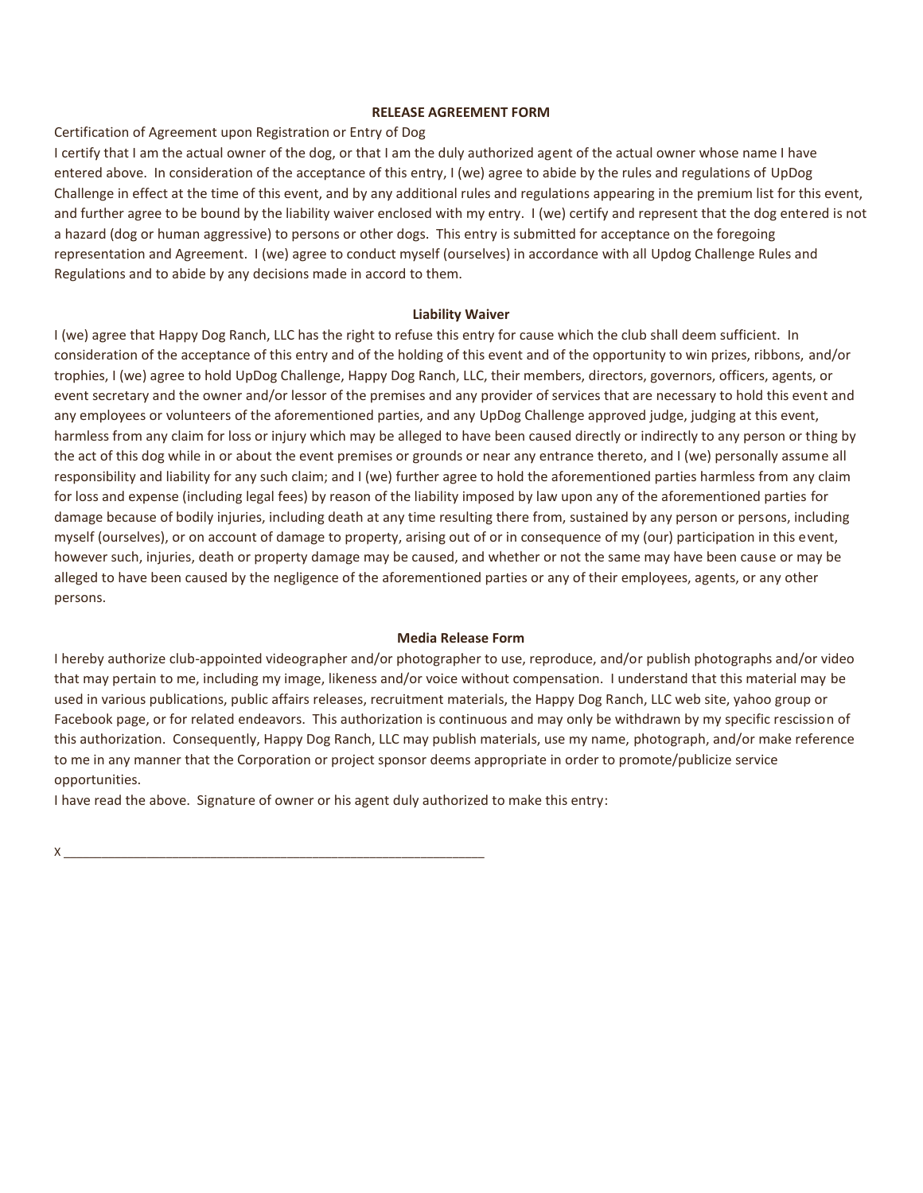## RELEASE AGREEMENT FORM

Certification of Agreement upon Registration or Entry of Dog

I certify that I am the actual owner of the dog, or that I am the duly authorized agent of the actual owner whose name I have entered above. In consideration of the acceptance of this entry, I (we) agree to abide by the rules and regulations of UpDog Challenge in effect at the time of this event, and by any additional rules and regulations appearing in the premium list for this event, and further agree to be bound by the liability waiver enclosed with my entry. I (we) certify and represent that the dog entered is not a hazard (dog or human aggressive) to persons or other dogs. This entry is submitted for acceptance on the foregoing representation and Agreement. I (we) agree to conduct myself (ourselves) in accordance with all Updog Challenge Rules and Regulations and to abide by any decisions made in accord to them.

## Liability Waiver

I (we) agree that Happy Dog Ranch, LLC has the right to refuse this entry for cause which the club shall deem sufficient. In consideration of the acceptance of this entry and of the holding of this event and of the opportunity to win prizes, ribbons, and/or trophies, I (we) agree to hold UpDog Challenge, Happy Dog Ranch, LLC, their members, directors, governors, officers, agents, or event secretary and the owner and/or lessor of the premises and any provider of services that are necessary to hold this event and any employees or volunteers of the aforementioned parties, and any UpDog Challenge approved judge, judging at this event, harmless from any claim for loss or injury which may be alleged to have been caused directly or indirectly to any person or thing by the act of this dog while in or about the event premises or grounds or near any entrance thereto, and I (we) personally assume all responsibility and liability for any such claim; and I (we) further agree to hold the aforementioned parties harmless from any claim for loss and expense (including legal fees) by reason of the liability imposed by law upon any of the aforementioned parties for damage because of bodily injuries, including death at any time resulting there from, sustained by any person or persons, including myself (ourselves), or on account of damage to property, arising out of or in consequence of my (our) participation in this event, however such, injuries, death or property damage may be caused, and whether or not the same may have been cause or may be alleged to have been caused by the negligence of the aforementioned parties or any of their employees, agents, or any other persons.

## Media Release Form

I hereby authorize club-appointed videographer and/or photographer to use, reproduce, and/or publish photographs and/or video that may pertain to me, including my image, likeness and/or voice without compensation. I understand that this material may be used in various publications, public affairs releases, recruitment materials, the Happy Dog Ranch, LLC web site, yahoo group or Facebook page, or for related endeavors. This authorization is continuous and may only be withdrawn by my specific rescission of this authorization. Consequently, Happy Dog Ranch, LLC may publish materials, use my name, photograph, and/or make reference to me in any manner that the Corporation or project sponsor deems appropriate in order to promote/publicize service opportunities.

I have read the above. Signature of owner or his agent duly authorized to make this entry:

X ____________________________________________________________